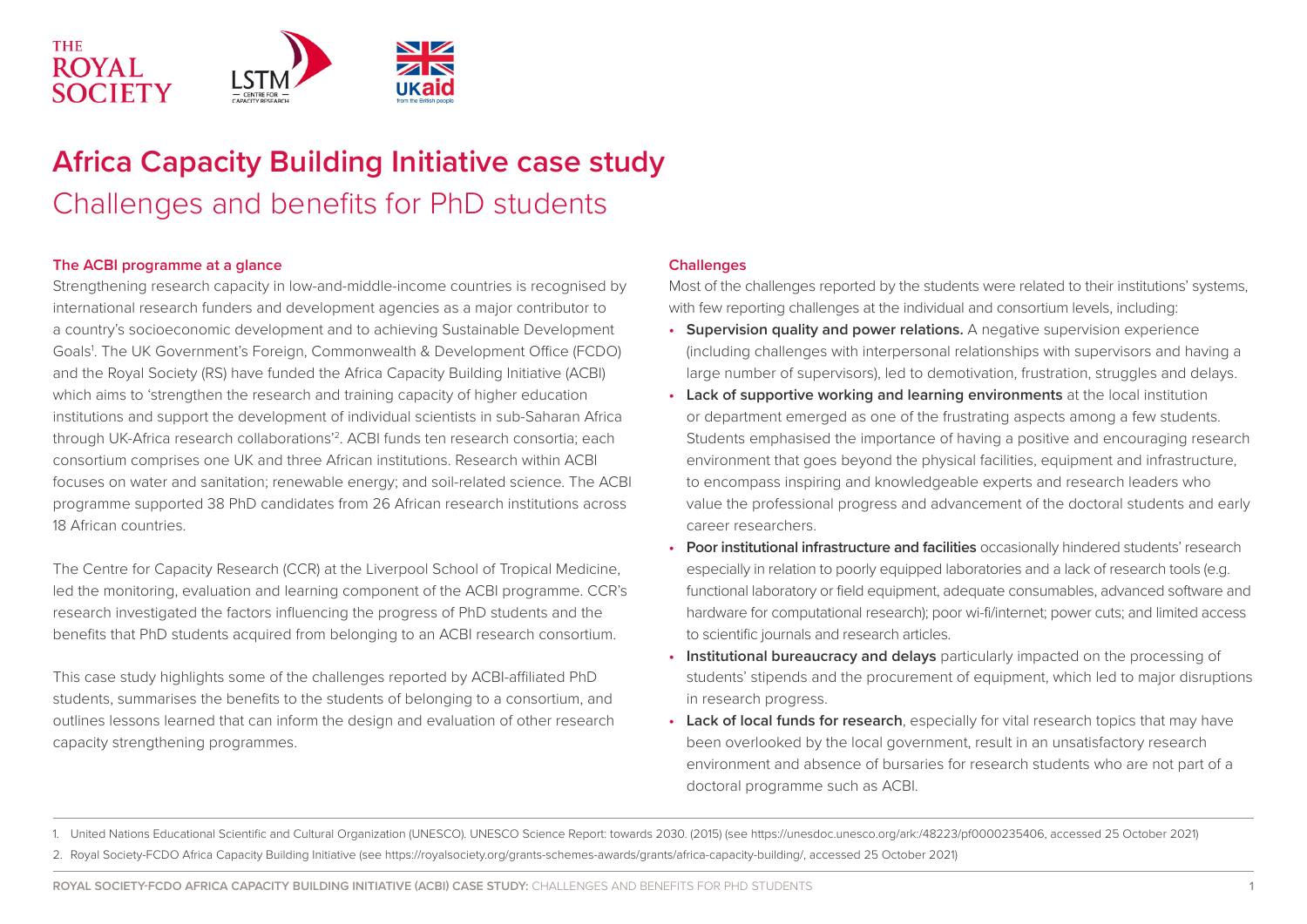# Africa Capacity Building Initiative case study

## Challenges and benefits for PhD students

### The ACBI programme at a glance

Strengthening research capacity in low-and-middle-income countries is recognised by international research funders and development agencies as a major contributor to a country's socioeconomic development and to achieving Sustainable Development Goals[1]. The UK Government's Foreign, Commonwealth & Development Office (FCDO) and the Royal Society (RS) have funded the Africa Capacity Building Initiative (ACBI) which aims to 'strengthen the research and training capacity of higher education institutions and support the development of individual scientists in sub-Saharan Africa through UK-Africa research collaborations'[2]. ACBI funds ten research consortia; each consortium comprises one UK and three African institutions. Research within ACBI focuses on water and sanitation; renewable energy; and soil-related science. The ACBI programme supported 38 PhD candidates from 26 African research institutions across 18 African countries.

The Centre for Capacity Research (CCR) at the Liverpool School of Tropical Medicine, led the monitoring, evaluation and learning component of the ACBI programme. CCR's research investigated the factors influencing the progress of PhD students and the benefits that PhD students acquired from belonging to an ACBI research consortium.

This case study highlights some of the challenges reported by ACBI-affiliated PhD students, summarises the benefits to the students of belonging to a consortium, and outlines lessons learned that can inform the design and evaluation of other research capacity strengthening programmes.

### Challenges

Most of the challenges reported by the students were related to their institutions' systems, with few reporting challenges at the individual and consortium levels, including:

- **Supervision quality and power relations.** A negative supervision experience (including challenges with interpersonal relationships with supervisors and having a large number of supervisors), led to demotivation, frustration, struggles and delays.
- **Lack of supportive working and learning environments** at the local institution or department emerged as one of the frustrating aspects among a few students. Students emphasised the importance of having a positive and encouraging research environment that goes beyond the physical facilities, equipment and infrastructure, to encompass inspiring and knowledgeable experts and research leaders who value the professional progress and advancement of the doctoral students and early career researchers.
- **Poor institutional infrastructure and facilities** occasionally hindered students' research especially in relation to poorly equipped laboratories and a lack of research tools (e.g. functional laboratory or field equipment, adequate consumables, advanced software and hardware for computational research); poor wi-fi/internet; power cuts; and limited access to scientific journals and research articles.
- **Institutional bureaucracy and delays** particularly impacted on the processing of students' stipends and the procurement of equipment, which led to major disruptions in research progress.
- **Lack of local funds for research**, especially for vital research topics that may have been overlooked by the local government, result in an unsatisfactory research environment and absence of bursaries for research students who are not part of a doctoral programme such as ACBI.

1. United Nations Educational Scientific and Cultural Organization (UNESCO). UNESCO Science Report: towards 2030. (2015) (see https://unesdoc.unesco.org/ark:/48223/pf0000235406, accessed 25 October 2021)
2. Royal Society-FCDO Africa Capacity Building Initiative (see https://royalsociety.org/grants-schemes-awards/grants/africa-capacity-building/, accessed 25 October 2021)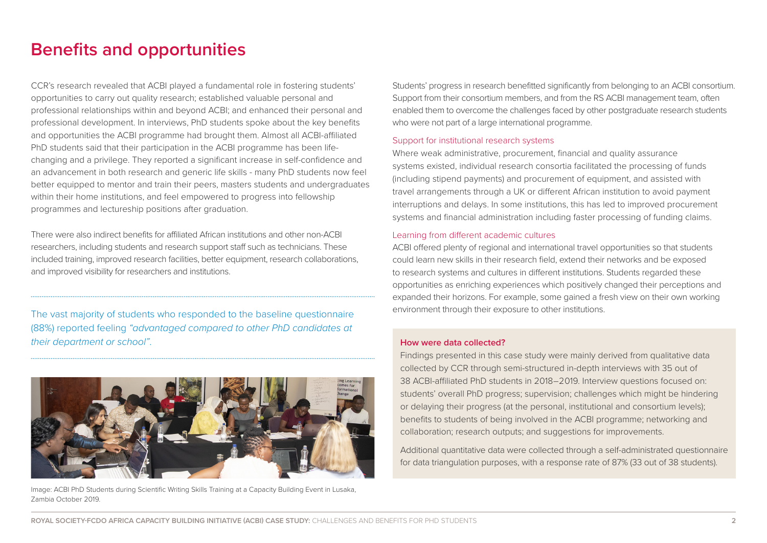# Benefits and opportunities

CCR's research revealed that ACBI played a fundamental role in fostering students' opportunities to carry out quality research; established valuable personal and professional relationships within and beyond ACBI; and enhanced their personal and professional development. In interviews, PhD students spoke about the key benefits and opportunities the ACBI programme had brought them. Almost all ACBI-affiliated PhD students said that their participation in the ACBI programme has been life-changing and a privilege. They reported a significant increase in self-confidence and an advancement in both research and generic life skills - many PhD students now feel better equipped to mentor and train their peers, masters students and undergraduates within their home institutions, and feel empowered to progress into fellowship programmes and lectureship positions after graduation.

There were also indirect benefits for affiliated African institutions and other non-ACBI researchers, including students and research support staff such as technicians. These included training, improved research facilities, better equipment, research collaborations, and improved visibility for researchers and institutions.

The vast majority of students who responded to the baseline questionnaire (88%) reported feeling *"advantaged compared to other PhD candidates at their department or school"*.

Image: ACBI PhD Students during Scientific Writing Skills Training at a Capacity Building Event in Lusaka, Zambia October 2019.

Students' progress in research benefitted significantly from belonging to an ACBI consortium. Support from their consortium members, and from the RS ACBI management team, often enabled them to overcome the challenges faced by other postgraduate research students who were not part of a large international programme.

### Support for institutional research systems

Where weak administrative, procurement, financial and quality assurance systems existed, individual research consortia facilitated the processing of funds (including stipend payments) and procurement of equipment, and assisted with travel arrangements through a UK or different African institution to avoid payment interruptions and delays. In some institutions, this has led to improved procurement systems and financial administration including faster processing of funding claims.

### Learning from different academic cultures

ACBI offered plenty of regional and international travel opportunities so that students could learn new skills in their research field, extend their networks and be exposed to research systems and cultures in different institutions. Students regarded these opportunities as enriching experiences which positively changed their perceptions and expanded their horizons. For example, some gained a fresh view on their own working environment through their exposure to other institutions.

**How were data collected?**

Findings presented in this case study were mainly derived from qualitative data collected by CCR through semi-structured in-depth interviews with 35 out of 38 ACBI-affiliated PhD students in 2018–2019. Interview questions focused on: students' overall PhD progress; supervision; challenges which might be hindering or delaying their progress (at the personal, institutional and consortium levels); benefits to students of being involved in the ACBI programme; networking and collaboration; research outputs; and suggestions for improvements.

Additional quantitative data were collected through a self-administrated questionnaire for data triangulation purposes, with a response rate of 87% (33 out of 38 students).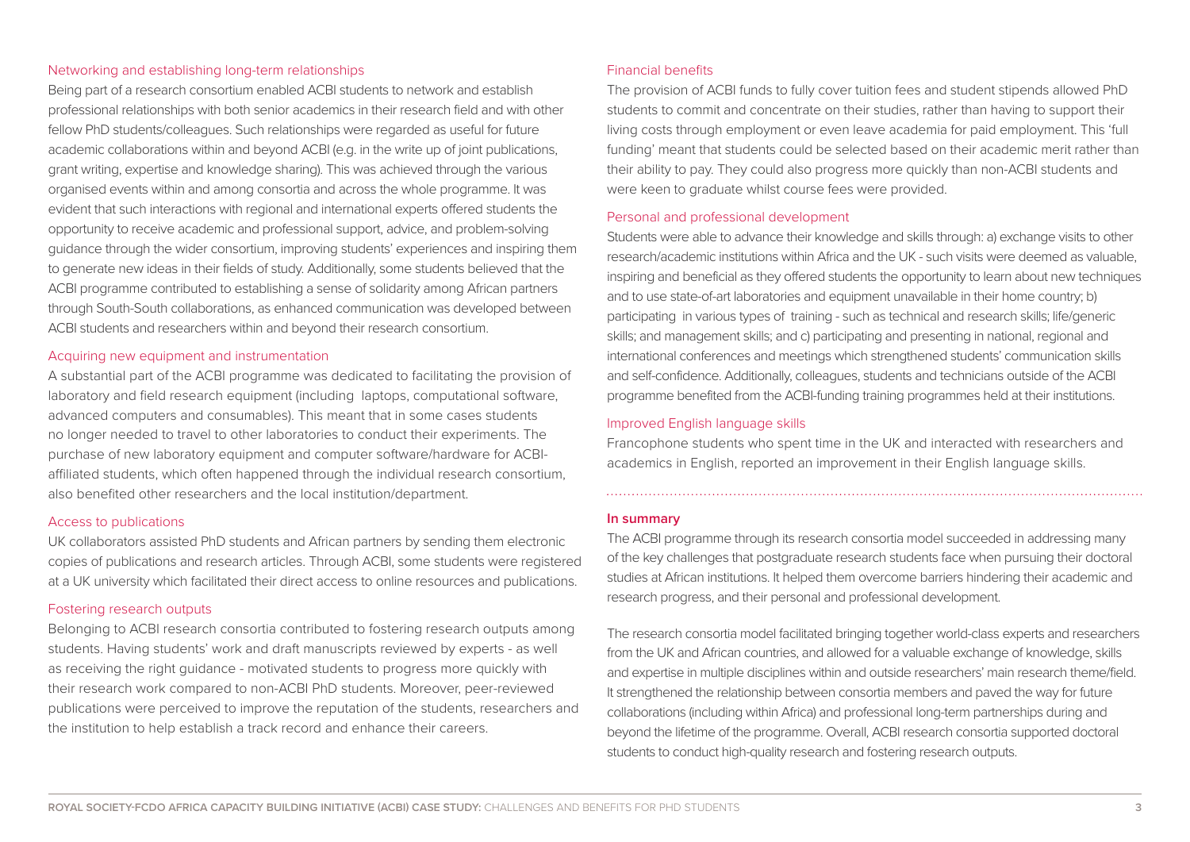### Networking and establishing long-term relationships

Being part of a research consortium enabled ACBI students to network and establish professional relationships with both senior academics in their research field and with other fellow PhD students/colleagues. Such relationships were regarded as useful for future academic collaborations within and beyond ACBI (e.g. in the write up of joint publications, grant writing, expertise and knowledge sharing). This was achieved through the various organised events within and among consortia and across the whole programme. It was evident that such interactions with regional and international experts offered students the opportunity to receive academic and professional support, advice, and problem-solving guidance through the wider consortium, improving students' experiences and inspiring them to generate new ideas in their fields of study. Additionally, some students believed that the ACBI programme contributed to establishing a sense of solidarity among African partners through South-South collaborations, as enhanced communication was developed between ACBI students and researchers within and beyond their research consortium.

### Acquiring new equipment and instrumentation

A substantial part of the ACBI programme was dedicated to facilitating the provision of laboratory and field research equipment (including laptops, computational software, advanced computers and consumables). This meant that in some cases students no longer needed to travel to other laboratories to conduct their experiments. The purchase of new laboratory equipment and computer software/hardware for ACBI-affiliated students, which often happened through the individual research consortium, also benefited other researchers and the local institution/department.

### Access to publications

UK collaborators assisted PhD students and African partners by sending them electronic copies of publications and research articles. Through ACBI, some students were registered at a UK university which facilitated their direct access to online resources and publications.

### Fostering research outputs

Belonging to ACBI research consortia contributed to fostering research outputs among students. Having students' work and draft manuscripts reviewed by experts - as well as receiving the right guidance - motivated students to progress more quickly with their research work compared to non-ACBI PhD students. Moreover, peer-reviewed publications were perceived to improve the reputation of the students, researchers and the institution to help establish a track record and enhance their careers.

### Financial benefits

The provision of ACBI funds to fully cover tuition fees and student stipends allowed PhD students to commit and concentrate on their studies, rather than having to support their living costs through employment or even leave academia for paid employment. This 'full funding' meant that students could be selected based on their academic merit rather than their ability to pay. They could also progress more quickly than non-ACBI students and were keen to graduate whilst course fees were provided.

### Personal and professional development

Students were able to advance their knowledge and skills through: a) exchange visits to other research/academic institutions within Africa and the UK - such visits were deemed as valuable, inspiring and beneficial as they offered students the opportunity to learn about new techniques and to use state-of-art laboratories and equipment unavailable in their home country; b) participating in various types of training - such as technical and research skills; life/generic skills; and management skills; and c) participating and presenting in national, regional and international conferences and meetings which strengthened students' communication skills and self-confidence. Additionally, colleagues, students and technicians outside of the ACBI programme benefited from the ACBI-funding training programmes held at their institutions.

### Improved English language skills

Francophone students who spent time in the UK and interacted with researchers and academics in English, reported an improvement in their English language skills.

### In summary

The ACBI programme through its research consortia model succeeded in addressing many of the key challenges that postgraduate research students face when pursuing their doctoral studies at African institutions. It helped them overcome barriers hindering their academic and research progress, and their personal and professional development.

The research consortia model facilitated bringing together world-class experts and researchers from the UK and African countries, and allowed for a valuable exchange of knowledge, skills and expertise in multiple disciplines within and outside researchers' main research theme/field. It strengthened the relationship between consortia members and paved the way for future collaborations (including within Africa) and professional long-term partnerships during and beyond the lifetime of the programme. Overall, ACBI research consortia supported doctoral students to conduct high-quality research and fostering research outputs.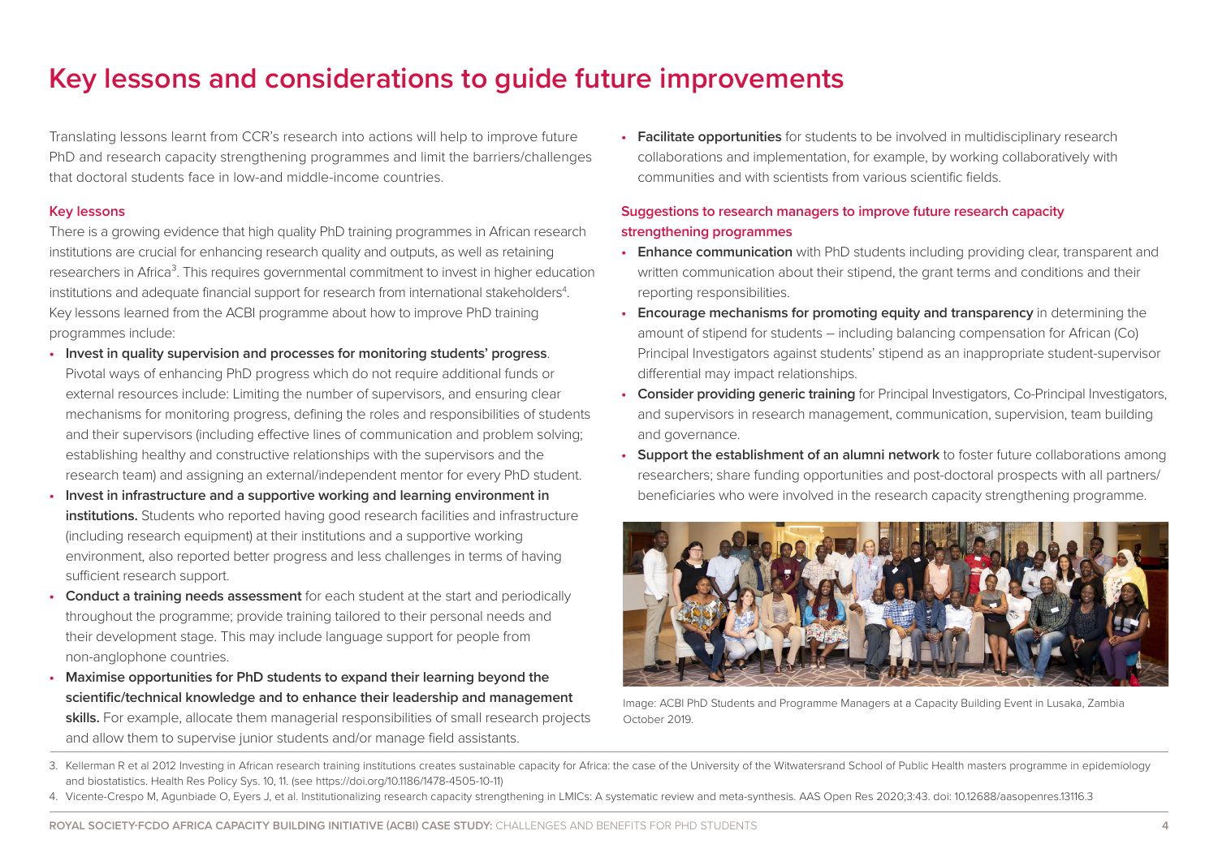# Key lessons and considerations to guide future improvements

Translating lessons learnt from CCR's research into actions will help to improve future PhD and research capacity strengthening programmes and limit the barriers/challenges that doctoral students face in low-and middle-income countries.

### Key lessons

There is a growing evidence that high quality PhD training programmes in African research institutions are crucial for enhancing research quality and outputs, as well as retaining researchers in Africa[3]. This requires governmental commitment to invest in higher education institutions and adequate financial support for research from international stakeholders[4]. Key lessons learned from the ACBI programme about how to improve PhD training programmes include:

- **Invest in quality supervision and processes for monitoring students' progress**. Pivotal ways of enhancing PhD progress which do not require additional funds or external resources include: Limiting the number of supervisors, and ensuring clear mechanisms for monitoring progress, defining the roles and responsibilities of students and their supervisors (including effective lines of communication and problem solving; establishing healthy and constructive relationships with the supervisors and the research team) and assigning an external/independent mentor for every PhD student.
- **Invest in infrastructure and a supportive working and learning environment in institutions.** Students who reported having good research facilities and infrastructure (including research equipment) at their institutions and a supportive working environment, also reported better progress and less challenges in terms of having sufficient research support.
- **Conduct a training needs assessment** for each student at the start and periodically throughout the programme; provide training tailored to their personal needs and their development stage. This may include language support for people from non-anglophone countries.
- **Maximise opportunities for PhD students to expand their learning beyond the scientific/technical knowledge and to enhance their leadership and management skills.** For example, allocate them managerial responsibilities of small research projects and allow them to supervise junior students and/or manage field assistants.
- **Facilitate opportunities** for students to be involved in multidisciplinary research collaborations and implementation, for example, by working collaboratively with communities and with scientists from various scientific fields.

### Suggestions to research managers to improve future research capacity strengthening programmes

- **Enhance communication** with PhD students including providing clear, transparent and written communication about their stipend, the grant terms and conditions and their reporting responsibilities.
- **Encourage mechanisms for promoting equity and transparency** in determining the amount of stipend for students – including balancing compensation for African (Co) Principal Investigators against students' stipend as an inappropriate student-supervisor differential may impact relationships.
- **Consider providing generic training** for Principal Investigators, Co-Principal Investigators, and supervisors in research management, communication, supervision, team building and governance.
- **Support the establishment of an alumni network** to foster future collaborations among researchers; share funding opportunities and post-doctoral prospects with all partners/beneficiaries who were involved in the research capacity strengthening programme.

Image: ACBI PhD Students and Programme Managers at a Capacity Building Event in Lusaka, Zambia October 2019.

3. Kellerman R et al 2012 Investing in African research training institutions creates sustainable capacity for Africa: the case of the University of the Witwatersrand School of Public Health masters programme in epidemiology and biostatistics. Health Res Policy Sys. 10, 11. (see https://doi.org/10.1186/1478-4505-10-11)
4. Vicente-Crespo M, Agunbiade O, Eyers J, et al. Institutionalizing research capacity strengthening in LMICs: A systematic review and meta-synthesis. AAS Open Res 2020;3:43. doi: 10.12688/aasopenres.13116.3